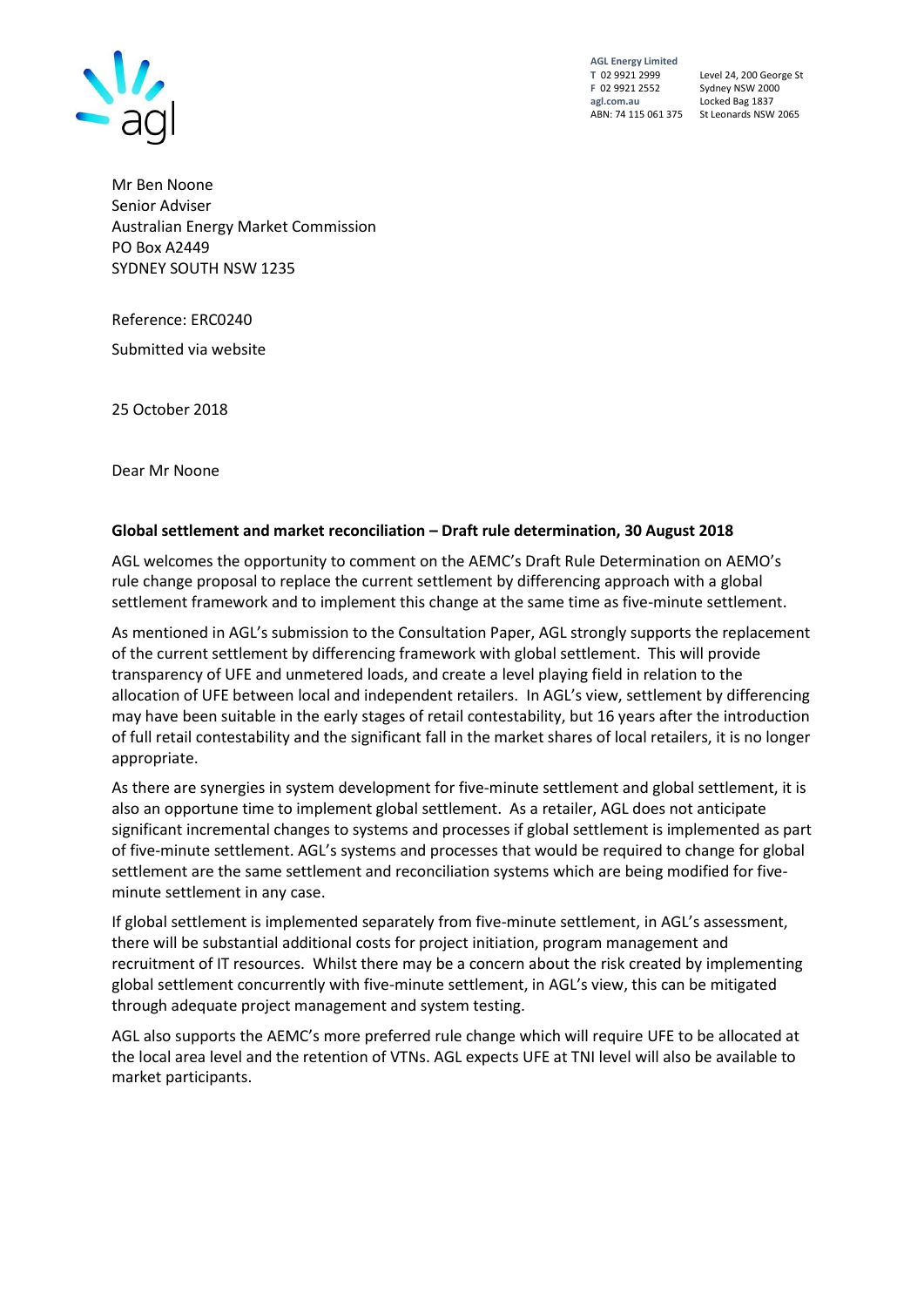AGL Energy Limited
T 02 9921 2999
F 02 9921 2552
agl.com.au
ABN: 74 115 061 375

Level 24, 200 George St
Sydney NSW 2000
Locked Bag 1837
St Leonards NSW 2065

Mr Ben Noone
Senior Adviser
Australian Energy Market Commission
PO Box A2449
SYDNEY SOUTH NSW 1235

Reference: ERC0240

Submitted via website

25 October 2018

Dear Mr Noone

**Global settlement and market reconciliation – Draft rule determination, 30 August 2018**

AGL welcomes the opportunity to comment on the AEMC's Draft Rule Determination on AEMO's rule change proposal to replace the current settlement by differencing approach with a global settlement framework and to implement this change at the same time as five-minute settlement.

As mentioned in AGL's submission to the Consultation Paper, AGL strongly supports the replacement of the current settlement by differencing framework with global settlement. This will provide transparency of UFE and unmetered loads, and create a level playing field in relation to the allocation of UFE between local and independent retailers. In AGL's view, settlement by differencing may have been suitable in the early stages of retail contestability, but 16 years after the introduction of full retail contestability and the significant fall in the market shares of local retailers, it is no longer appropriate.

As there are synergies in system development for five-minute settlement and global settlement, it is also an opportune time to implement global settlement. As a retailer, AGL does not anticipate significant incremental changes to systems and processes if global settlement is implemented as part of five-minute settlement. AGL's systems and processes that would be required to change for global settlement are the same settlement and reconciliation systems which are being modified for five-minute settlement in any case.

If global settlement is implemented separately from five-minute settlement, in AGL's assessment, there will be substantial additional costs for project initiation, program management and recruitment of IT resources. Whilst there may be a concern about the risk created by implementing global settlement concurrently with five-minute settlement, in AGL's view, this can be mitigated through adequate project management and system testing.

AGL also supports the AEMC's more preferred rule change which will require UFE to be allocated at the local area level and the retention of VTNs. AGL expects UFE at TNI level will also be available to market participants.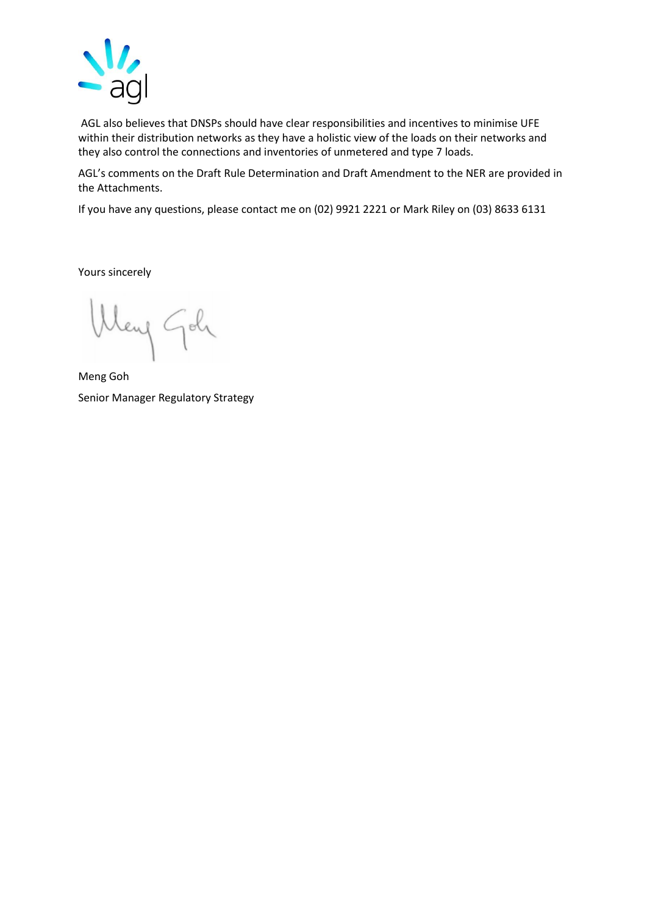AGL also believes that DNSPs should have clear responsibilities and incentives to minimise UFE within their distribution networks as they have a holistic view of the loads on their networks and they also control the connections and inventories of unmetered and type 7 loads.

AGL's comments on the Draft Rule Determination and Draft Amendment to the NER are provided in the Attachments.

If you have any questions, please contact me on (02) 9921 2221 or Mark Riley on (03) 8633 6131

Yours sincerely

Meng Goh

Senior Manager Regulatory Strategy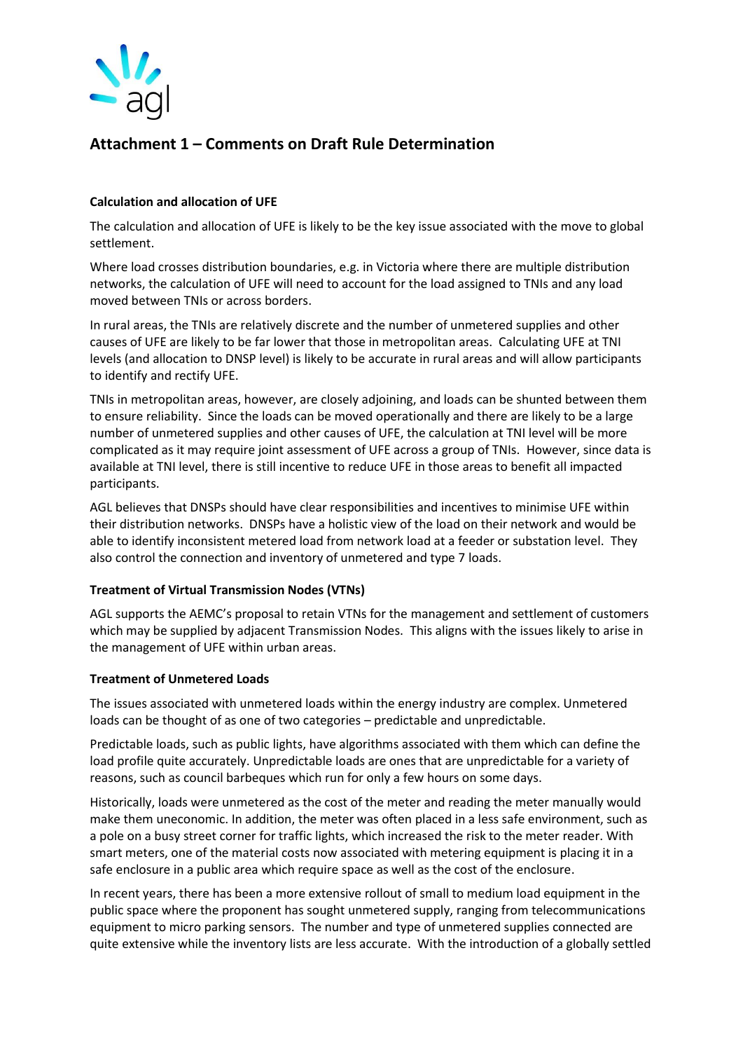# Attachment 1 – Comments on Draft Rule Determination

**Calculation and allocation of UFE**

The calculation and allocation of UFE is likely to be the key issue associated with the move to global settlement.

Where load crosses distribution boundaries, e.g. in Victoria where there are multiple distribution networks, the calculation of UFE will need to account for the load assigned to TNIs and any load moved between TNIs or across borders.

In rural areas, the TNIs are relatively discrete and the number of unmetered supplies and other causes of UFE are likely to be far lower that those in metropolitan areas. Calculating UFE at TNI levels (and allocation to DNSP level) is likely to be accurate in rural areas and will allow participants to identify and rectify UFE.

TNIs in metropolitan areas, however, are closely adjoining, and loads can be shunted between them to ensure reliability. Since the loads can be moved operationally and there are likely to be a large number of unmetered supplies and other causes of UFE, the calculation at TNI level will be more complicated as it may require joint assessment of UFE across a group of TNIs. However, since data is available at TNI level, there is still incentive to reduce UFE in those areas to benefit all impacted participants.

AGL believes that DNSPs should have clear responsibilities and incentives to minimise UFE within their distribution networks. DNSPs have a holistic view of the load on their network and would be able to identify inconsistent metered load from network load at a feeder or substation level. They also control the connection and inventory of unmetered and type 7 loads.

**Treatment of Virtual Transmission Nodes (VTNs)**

AGL supports the AEMC's proposal to retain VTNs for the management and settlement of customers which may be supplied by adjacent Transmission Nodes. This aligns with the issues likely to arise in the management of UFE within urban areas.

**Treatment of Unmetered Loads**

The issues associated with unmetered loads within the energy industry are complex. Unmetered loads can be thought of as one of two categories – predictable and unpredictable.

Predictable loads, such as public lights, have algorithms associated with them which can define the load profile quite accurately. Unpredictable loads are ones that are unpredictable for a variety of reasons, such as council barbeques which run for only a few hours on some days.

Historically, loads were unmetered as the cost of the meter and reading the meter manually would make them uneconomic. In addition, the meter was often placed in a less safe environment, such as a pole on a busy street corner for traffic lights, which increased the risk to the meter reader. With smart meters, one of the material costs now associated with metering equipment is placing it in a safe enclosure in a public area which require space as well as the cost of the enclosure.

In recent years, there has been a more extensive rollout of small to medium load equipment in the public space where the proponent has sought unmetered supply, ranging from telecommunications equipment to micro parking sensors. The number and type of unmetered supplies connected are quite extensive while the inventory lists are less accurate. With the introduction of a globally settled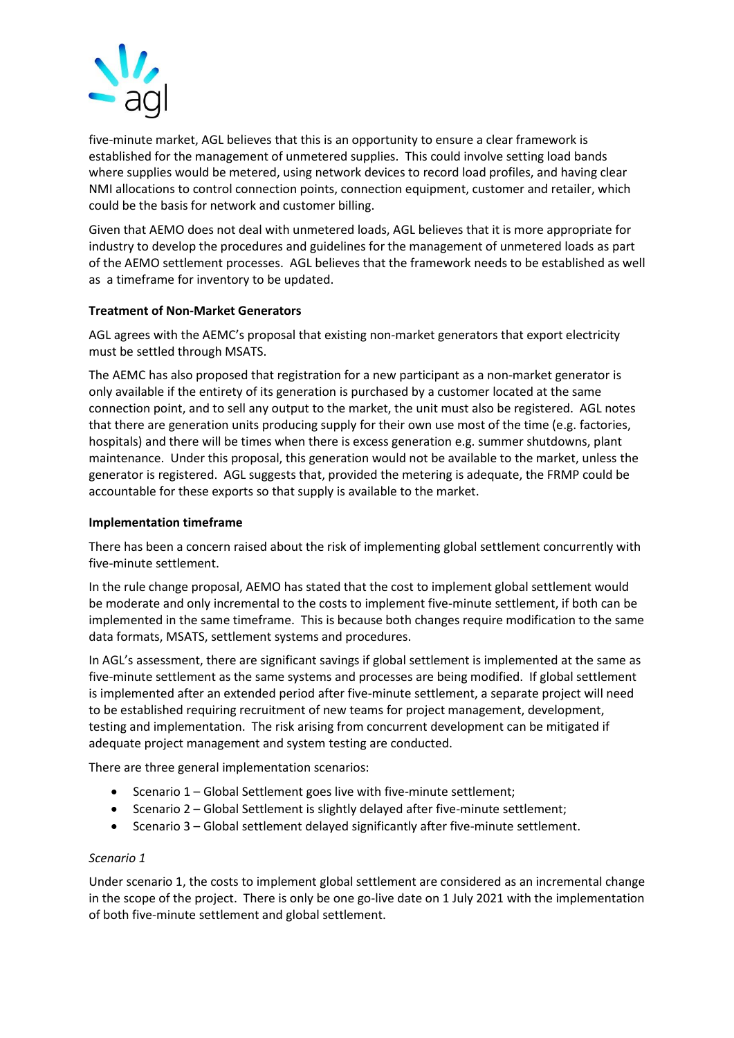five-minute market, AGL believes that this is an opportunity to ensure a clear framework is established for the management of unmetered supplies. This could involve setting load bands where supplies would be metered, using network devices to record load profiles, and having clear NMI allocations to control connection points, connection equipment, customer and retailer, which could be the basis for network and customer billing.

Given that AEMO does not deal with unmetered loads, AGL believes that it is more appropriate for industry to develop the procedures and guidelines for the management of unmetered loads as part of the AEMO settlement processes. AGL believes that the framework needs to be established as well as a timeframe for inventory to be updated.

**Treatment of Non-Market Generators**

AGL agrees with the AEMC's proposal that existing non-market generators that export electricity must be settled through MSATS.

The AEMC has also proposed that registration for a new participant as a non-market generator is only available if the entirety of its generation is purchased by a customer located at the same connection point, and to sell any output to the market, the unit must also be registered. AGL notes that there are generation units producing supply for their own use most of the time (e.g. factories, hospitals) and there will be times when there is excess generation e.g. summer shutdowns, plant maintenance. Under this proposal, this generation would not be available to the market, unless the generator is registered. AGL suggests that, provided the metering is adequate, the FRMP could be accountable for these exports so that supply is available to the market.

**Implementation timeframe**

There has been a concern raised about the risk of implementing global settlement concurrently with five-minute settlement.

In the rule change proposal, AEMO has stated that the cost to implement global settlement would be moderate and only incremental to the costs to implement five-minute settlement, if both can be implemented in the same timeframe. This is because both changes require modification to the same data formats, MSATS, settlement systems and procedures.

In AGL's assessment, there are significant savings if global settlement is implemented at the same as five-minute settlement as the same systems and processes are being modified. If global settlement is implemented after an extended period after five-minute settlement, a separate project will need to be established requiring recruitment of new teams for project management, development, testing and implementation. The risk arising from concurrent development can be mitigated if adequate project management and system testing are conducted.

There are three general implementation scenarios:

- Scenario 1 – Global Settlement goes live with five-minute settlement;
- Scenario 2 – Global Settlement is slightly delayed after five-minute settlement;
- Scenario 3 – Global settlement delayed significantly after five-minute settlement.

*Scenario 1*

Under scenario 1, the costs to implement global settlement are considered as an incremental change in the scope of the project. There is only be one go-live date on 1 July 2021 with the implementation of both five-minute settlement and global settlement.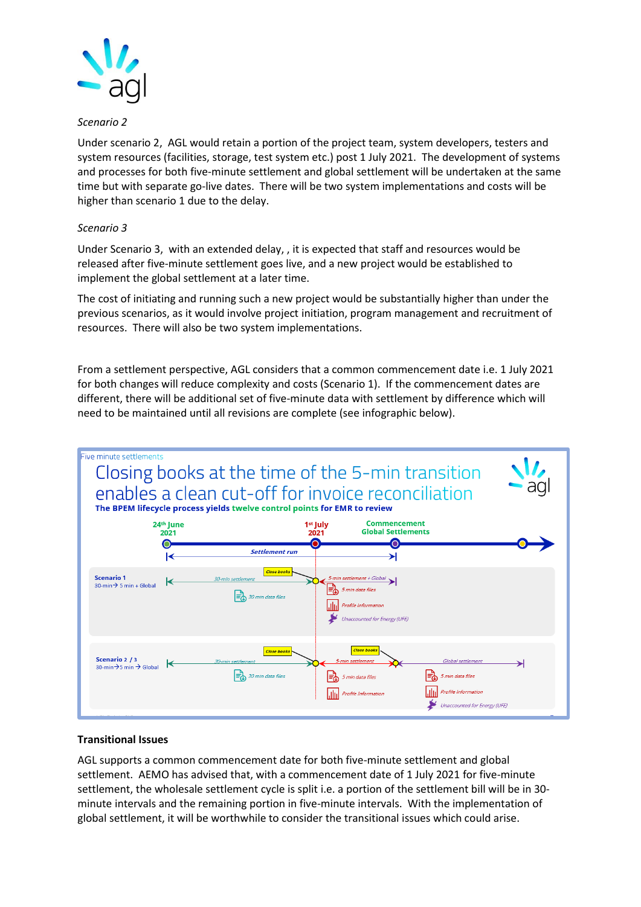*Scenario 2*

Under scenario 2, AGL would retain a portion of the project team, system developers, testers and system resources (facilities, storage, test system etc.) post 1 July 2021. The development of systems and processes for both five-minute settlement and global settlement will be undertaken at the same time but with separate go-live dates. There will be two system implementations and costs will be higher than scenario 1 due to the delay.

*Scenario 3*

Under Scenario 3, with an extended delay, , it is expected that staff and resources would be released after five-minute settlement goes live, and a new project would be established to implement the global settlement at a later time.

The cost of initiating and running such a new project would be substantially higher than under the previous scenarios, as it would involve project initiation, program management and recruitment of resources. There will also be two system implementations.

From a settlement perspective, AGL considers that a common commencement date i.e. 1 July 2021 for both changes will reduce complexity and costs (Scenario 1). If the commencement dates are different, there will be additional set of five-minute data with settlement by difference which will need to be maintained until all revisions are complete (see infographic below).

Five minute settlements

Closing books at the time of the 5-min transition enables a clean cut-off for invoice reconciliation

**The BPEM lifecycle process yields twelve control points for EMR to review**

24th June 2021 — 1st July 2021 — Commencement Global Settlements

Settlement run

Scenario 1: 30-min → 5 min + Global — 30-min settlement; Close books; 30 min data files; 5-min settlement + Global; 5 min data files; Profile information; Unaccounted for Energy (UFE)

Scenario 2 / 3: 30-min → 5 min → Global — 30-min settlement; Close books; 30 min data files; 5-min settlement; 5 min data files; Profile information; Close books; Global settlement; 5 min data files; Profile information; Unaccounted for Energy (UFE)

**Transitional Issues**

AGL supports a common commencement date for both five-minute settlement and global settlement. AEMO has advised that, with a commencement date of 1 July 2021 for five-minute settlement, the wholesale settlement cycle is split i.e. a portion of the settlement bill will be in 30-minute intervals and the remaining portion in five-minute intervals. With the implementation of global settlement, it will be worthwhile to consider the transitional issues which could arise.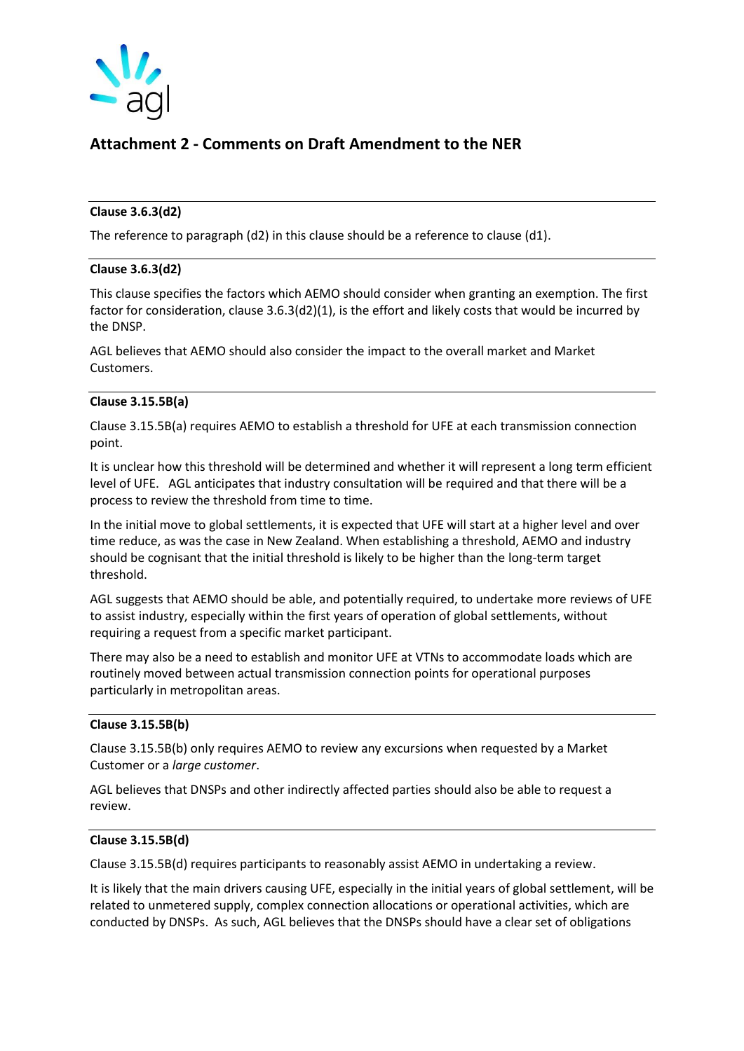## Attachment 2 - Comments on Draft Amendment to the NER

---

**Clause 3.6.3(d2)**

The reference to paragraph (d2) in this clause should be a reference to clause (d1).

---

**Clause 3.6.3(d2)**

This clause specifies the factors which AEMO should consider when granting an exemption. The first factor for consideration, clause 3.6.3(d2)(1), is the effort and likely costs that would be incurred by the DNSP.

AGL believes that AEMO should also consider the impact to the overall market and Market Customers.

---

**Clause 3.15.5B(a)**

Clause 3.15.5B(a) requires AEMO to establish a threshold for UFE at each transmission connection point.

It is unclear how this threshold will be determined and whether it will represent a long term efficient level of UFE. AGL anticipates that industry consultation will be required and that there will be a process to review the threshold from time to time.

In the initial move to global settlements, it is expected that UFE will start at a higher level and over time reduce, as was the case in New Zealand. When establishing a threshold, AEMO and industry should be cognisant that the initial threshold is likely to be higher than the long-term target threshold.

AGL suggests that AEMO should be able, and potentially required, to undertake more reviews of UFE to assist industry, especially within the first years of operation of global settlements, without requiring a request from a specific market participant.

There may also be a need to establish and monitor UFE at VTNs to accommodate loads which are routinely moved between actual transmission connection points for operational purposes particularly in metropolitan areas.

---

**Clause 3.15.5B(b)**

Clause 3.15.5B(b) only requires AEMO to review any excursions when requested by a Market Customer or a *large customer*.

AGL believes that DNSPs and other indirectly affected parties should also be able to request a review.

---

**Clause 3.15.5B(d)**

Clause 3.15.5B(d) requires participants to reasonably assist AEMO in undertaking a review.

It is likely that the main drivers causing UFE, especially in the initial years of global settlement, will be related to unmetered supply, complex connection allocations or operational activities, which are conducted by DNSPs. As such, AGL believes that the DNSPs should have a clear set of obligations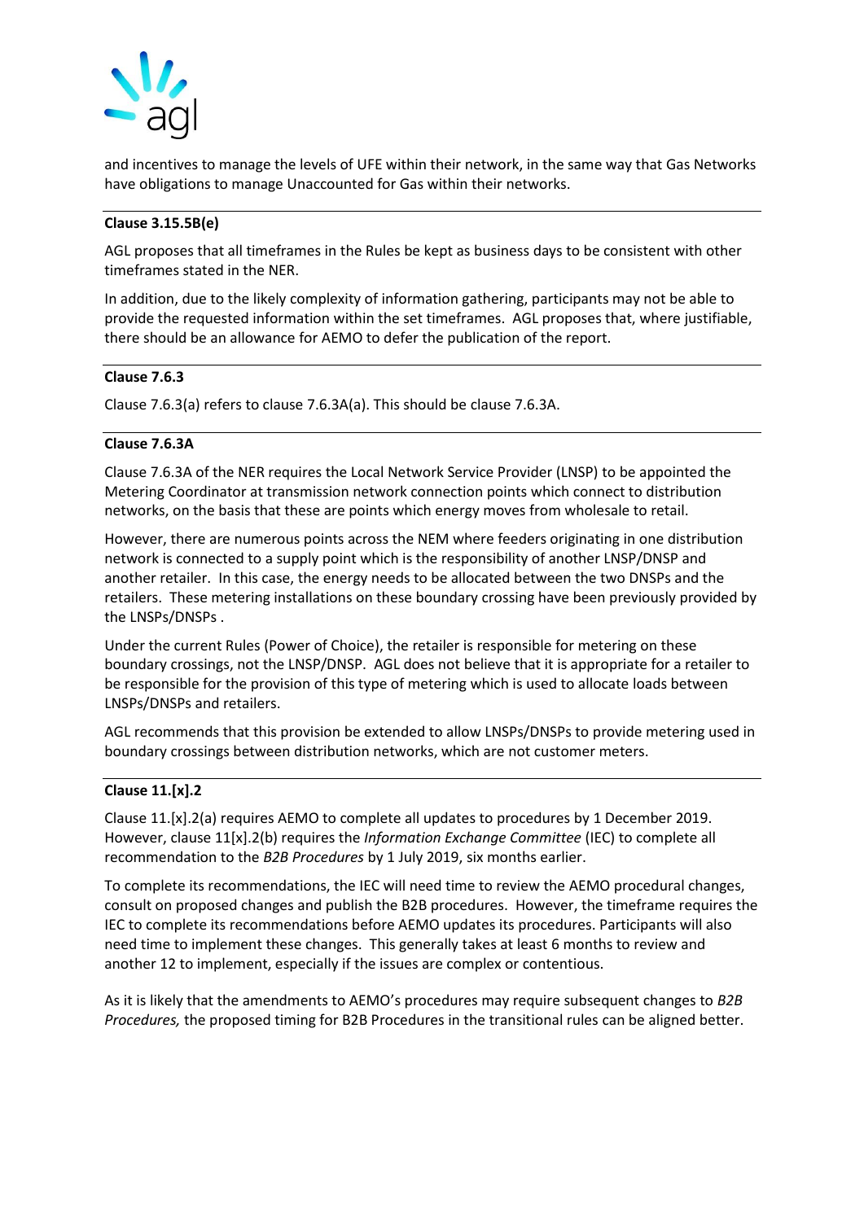and incentives to manage the levels of UFE within their network, in the same way that Gas Networks have obligations to manage Unaccounted for Gas within their networks.

---

**Clause 3.15.5B(e)**

AGL proposes that all timeframes in the Rules be kept as business days to be consistent with other timeframes stated in the NER.

In addition, due to the likely complexity of information gathering, participants may not be able to provide the requested information within the set timeframes. AGL proposes that, where justifiable, there should be an allowance for AEMO to defer the publication of the report.

---

**Clause 7.6.3**

Clause 7.6.3(a) refers to clause 7.6.3A(a). This should be clause 7.6.3A.

---

**Clause 7.6.3A**

Clause 7.6.3A of the NER requires the Local Network Service Provider (LNSP) to be appointed the Metering Coordinator at transmission network connection points which connect to distribution networks, on the basis that these are points which energy moves from wholesale to retail.

However, there are numerous points across the NEM where feeders originating in one distribution network is connected to a supply point which is the responsibility of another LNSP/DNSP and another retailer. In this case, the energy needs to be allocated between the two DNSPs and the retailers. These metering installations on these boundary crossing have been previously provided by the LNSPs/DNSPs .

Under the current Rules (Power of Choice), the retailer is responsible for metering on these boundary crossings, not the LNSP/DNSP. AGL does not believe that it is appropriate for a retailer to be responsible for the provision of this type of metering which is used to allocate loads between LNSPs/DNSPs and retailers.

AGL recommends that this provision be extended to allow LNSPs/DNSPs to provide metering used in boundary crossings between distribution networks, which are not customer meters.

---

**Clause 11.[x].2**

Clause 11.[x].2(a) requires AEMO to complete all updates to procedures by 1 December 2019. However, clause 11[x].2(b) requires the *Information Exchange Committee* (IEC) to complete all recommendation to the *B2B Procedures* by 1 July 2019, six months earlier.

To complete its recommendations, the IEC will need time to review the AEMO procedural changes, consult on proposed changes and publish the B2B procedures. However, the timeframe requires the IEC to complete its recommendations before AEMO updates its procedures. Participants will also need time to implement these changes. This generally takes at least 6 months to review and another 12 to implement, especially if the issues are complex or contentious.

As it is likely that the amendments to AEMO's procedures may require subsequent changes to *B2B Procedures,* the proposed timing for B2B Procedures in the transitional rules can be aligned better.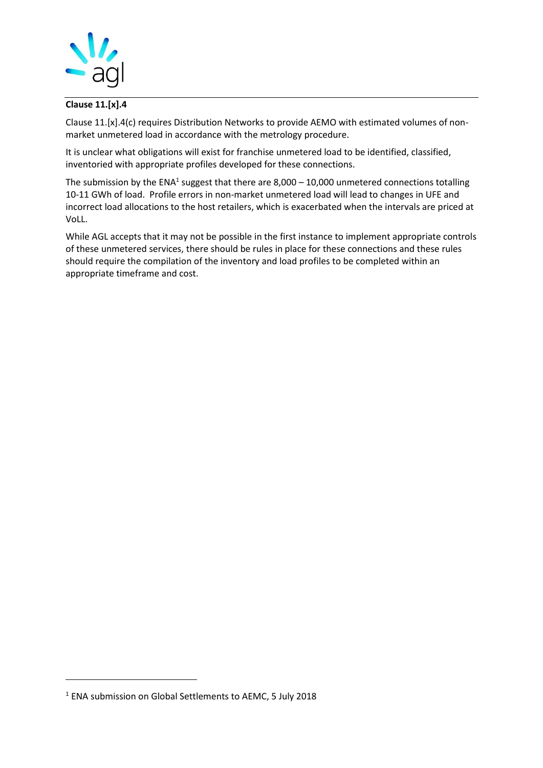**Clause 11.[x].4**

Clause 11.[x].4(c) requires Distribution Networks to provide AEMO with estimated volumes of non-market unmetered load in accordance with the metrology procedure.

It is unclear what obligations will exist for franchise unmetered load to be identified, classified, inventoried with appropriate profiles developed for these connections.

The submission by the ENA[1] suggest that there are 8,000 – 10,000 unmetered connections totalling 10-11 GWh of load. Profile errors in non-market unmetered load will lead to changes in UFE and incorrect load allocations to the host retailers, which is exacerbated when the intervals are priced at VoLL.

While AGL accepts that it may not be possible in the first instance to implement appropriate controls of these unmetered services, there should be rules in place for these connections and these rules should require the compilation of the inventory and load profiles to be completed within an appropriate timeframe and cost.

[1] ENA submission on Global Settlements to AEMC, 5 July 2018